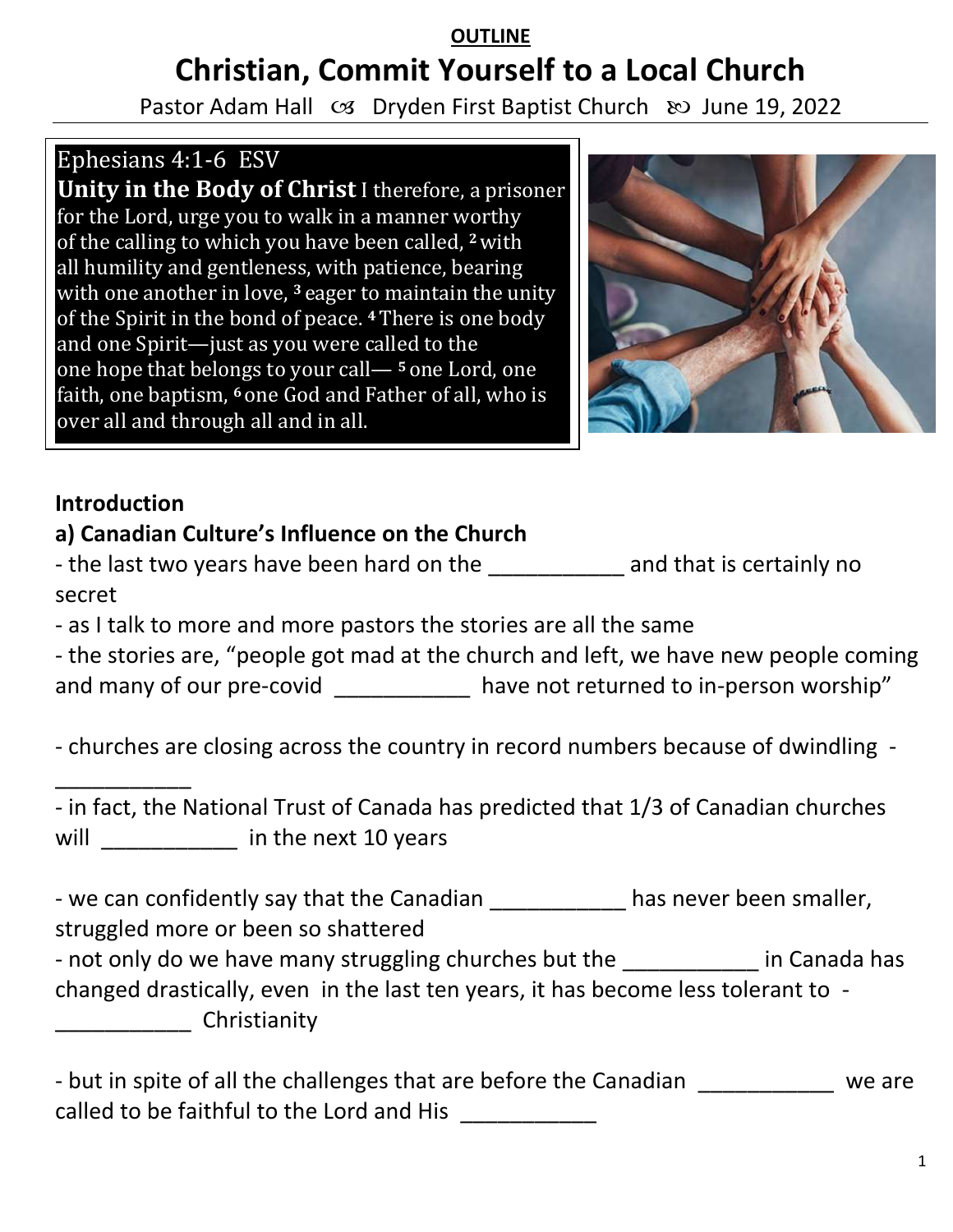**OUTLINE**

# Christian, Commit Yourself to a Local Church

Pastor Adam Hall ꕥ Dryden First Baptist Church ꕥ June 19, 2022

**Ephesians 4:1-6 ESV**

**Unity in the Body of Christ** I therefore, a prisoner for the Lord, urge you to walk in a manner worthy of the calling to which you have been called, [2] with all humility and gentleness, with patience, bearing with one another in love, [3] eager to maintain the unity of the Spirit in the bond of peace. [4] There is one body and one Spirit—just as you were called to the one hope that belongs to your call— [5] one Lord, one faith, one baptism, [6] one God and Father of all, who is over all and through all and in all.

## Introduction

### a) Canadian Culture's Influence on the Church

- the last two years have been hard on the ___________ and that is certainly no secret
- as I talk to more and more pastors the stories are all the same
- the stories are, "people got mad at the church and left, we have new people coming and many of our pre-covid ___________ have not returned to in-person worship"

- churches are closing across the country in record numbers because of dwindling - ___________
- in fact, the National Trust of Canada has predicted that 1/3 of Canadian churches will ___________ in the next 10 years

- we can confidently say that the Canadian ___________ has never been smaller, struggled more or been so shattered
- not only do we have many struggling churches but the ___________ in Canada has changed drastically, even in the last ten years, it has become less tolerant to - ___________ Christianity

- but in spite of all the challenges that are before the Canadian ___________ we are called to be faithful to the Lord and His ___________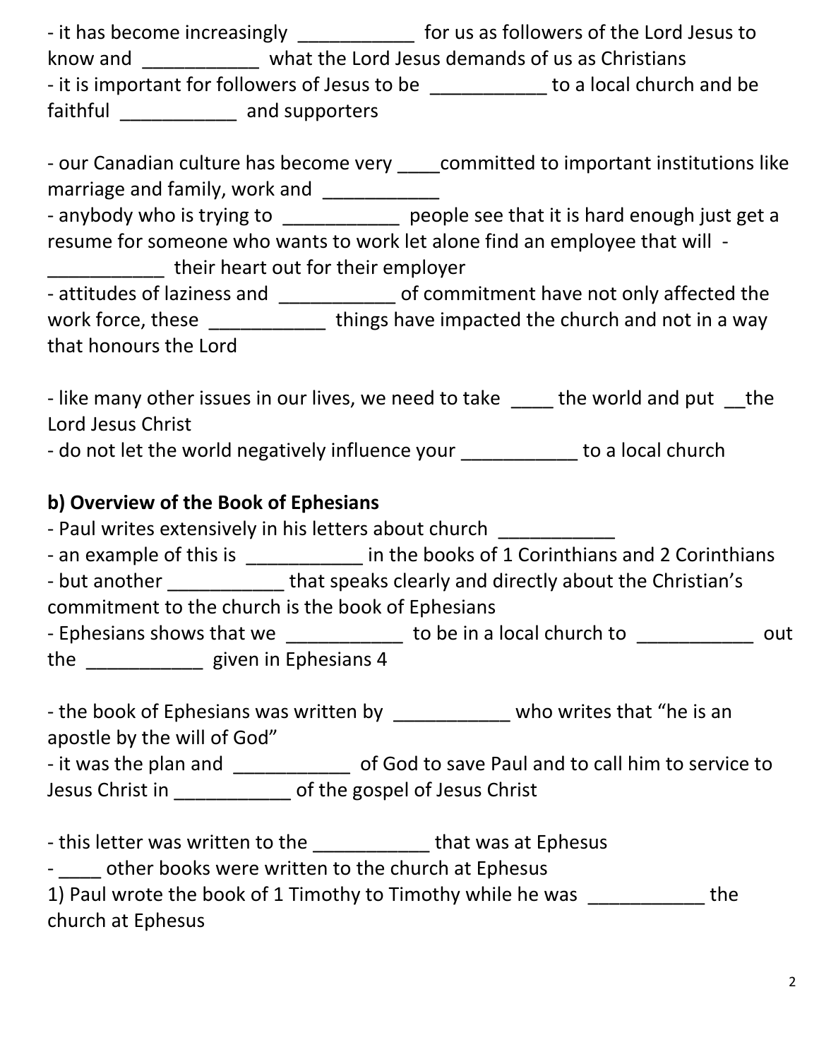- it has become increasingly ___________ for us as followers of the Lord Jesus to know and ___________ what the Lord Jesus demands of us as Christians
- it is important for followers of Jesus to be ___________ to a local church and be faithful ___________ and supporters

- our Canadian culture has become very ____committed to important institutions like marriage and family, work and ___________
- anybody who is trying to ___________ people see that it is hard enough just get a resume for someone who wants to work let alone find an employee that will - ___________ their heart out for their employer
- attitudes of laziness and ___________ of commitment have not only affected the work force, these ___________ things have impacted the church and not in a way that honours the Lord

- like many other issues in our lives, we need to take ____ the world and put __the Lord Jesus Christ
- do not let the world negatively influence your ___________ to a local church

**b) Overview of the Book of Ephesians**
- Paul writes extensively in his letters about church ___________
- an example of this is ___________ in the books of 1 Corinthians and 2 Corinthians
- but another ___________ that speaks clearly and directly about the Christian's commitment to the church is the book of Ephesians
- Ephesians shows that we ___________ to be in a local church to ___________ out the ___________ given in Ephesians 4

- the book of Ephesians was written by ___________ who writes that "he is an apostle by the will of God"
- it was the plan and ___________ of God to save Paul and to call him to service to Jesus Christ in ___________ of the gospel of Jesus Christ

- this letter was written to the ___________ that was at Ephesus
- ____ other books were written to the church at Ephesus
1) Paul wrote the book of 1 Timothy to Timothy while he was ___________ the church at Ephesus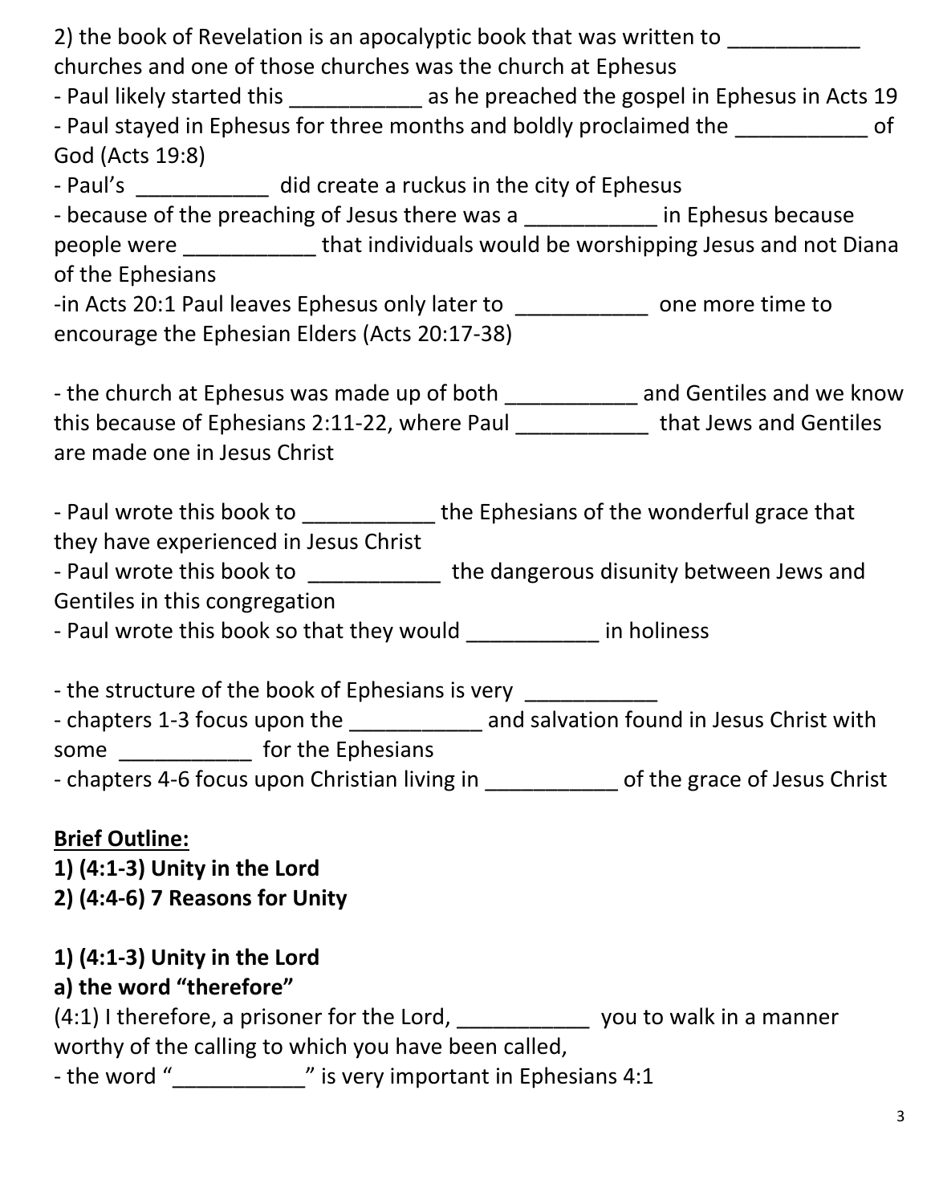2) the book of Revelation is an apocalyptic book that was written to ___________ churches and one of those churches was the church at Ephesus

- Paul likely started this ___________ as he preached the gospel in Ephesus in Acts 19
- Paul stayed in Ephesus for three months and boldly proclaimed the ___________ of God (Acts 19:8)
- Paul's ___________ did create a ruckus in the city of Ephesus
- because of the preaching of Jesus there was a ___________ in Ephesus because people were ___________ that individuals would be worshipping Jesus and not Diana of the Ephesians
- in Acts 20:1 Paul leaves Ephesus only later to ___________ one more time to encourage the Ephesian Elders (Acts 20:17-38)

- the church at Ephesus was made up of both ___________ and Gentiles and we know this because of Ephesians 2:11-22, where Paul ___________ that Jews and Gentiles are made one in Jesus Christ

- Paul wrote this book to ___________ the Ephesians of the wonderful grace that they have experienced in Jesus Christ
- Paul wrote this book to ___________ the dangerous disunity between Jews and Gentiles in this congregation
- Paul wrote this book so that they would ___________ in holiness

- the structure of the book of Ephesians is very ___________
- chapters 1-3 focus upon the ___________ and salvation found in Jesus Christ with some ___________ for the Ephesians
- chapters 4-6 focus upon Christian living in ___________ of the grace of Jesus Christ

**Brief Outline:**

**1) (4:1-3) Unity in the Lord**

**2) (4:4-6) 7 Reasons for Unity**

**1) (4:1-3) Unity in the Lord**

**a) the word "therefore"**

(4:1) I therefore, a prisoner for the Lord, ___________ you to walk in a manner worthy of the calling to which you have been called,

- the word "___________" is very important in Ephesians 4:1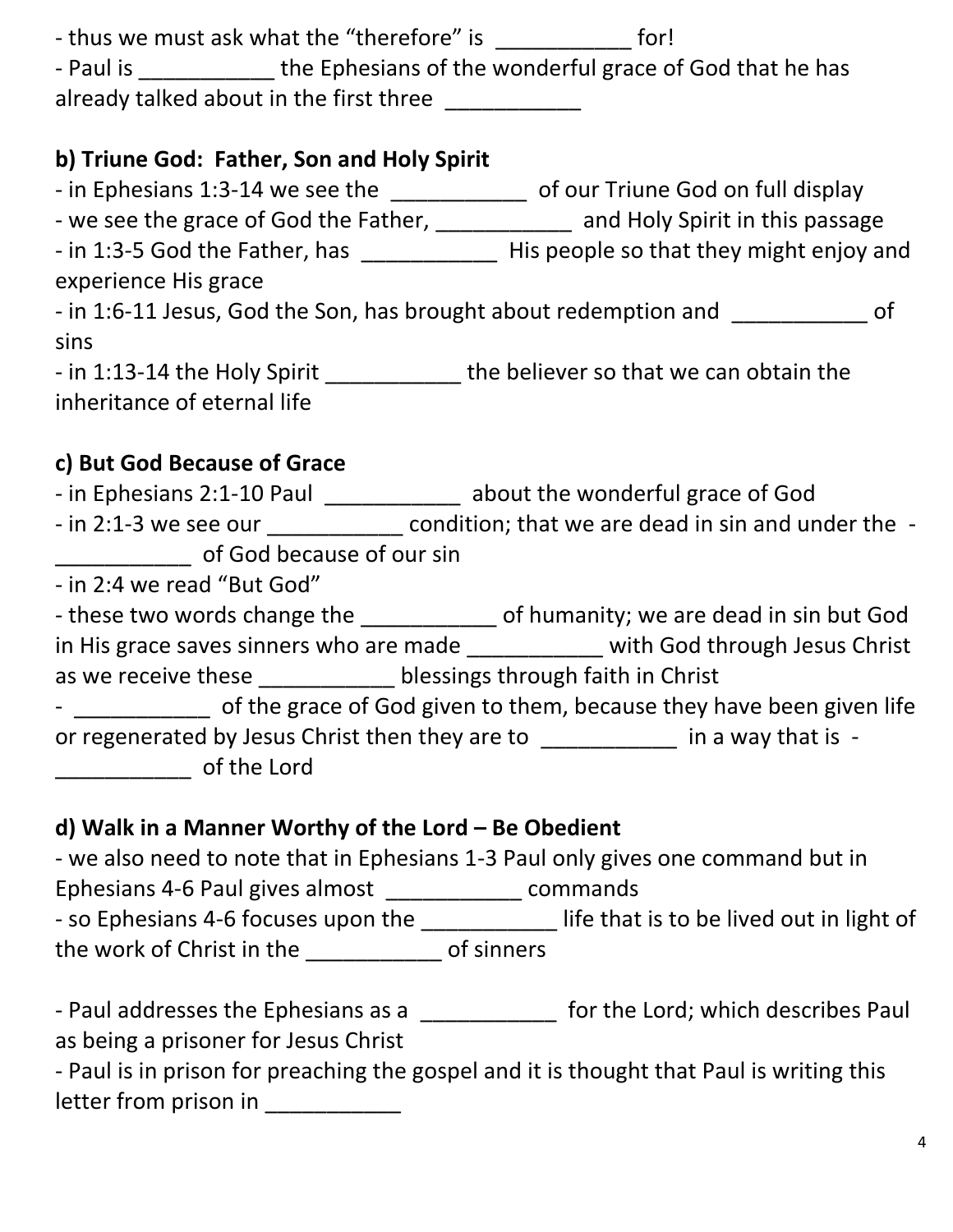- thus we must ask what the "therefore" is ___________ for!
- Paul is ___________ the Ephesians of the wonderful grace of God that he has already talked about in the first three ___________

**b) Triune God: Father, Son and Holy Spirit**

- in Ephesians 1:3-14 we see the ___________ of our Triune God on full display
- we see the grace of God the Father, ___________ and Holy Spirit in this passage
- in 1:3-5 God the Father, has ___________ His people so that they might enjoy and experience His grace
- in 1:6-11 Jesus, God the Son, has brought about redemption and ___________ of sins
- in 1:13-14 the Holy Spirit ___________ the believer so that we can obtain the inheritance of eternal life

**c) But God Because of Grace**

- in Ephesians 2:1-10 Paul ___________ about the wonderful grace of God
- in 2:1-3 we see our ___________ condition; that we are dead in sin and under the - ___________ of God because of our sin
- in 2:4 we read "But God"
- these two words change the ___________ of humanity; we are dead in sin but God in His grace saves sinners who are made ___________ with God through Jesus Christ as we receive these ___________ blessings through faith in Christ
- ___________ of the grace of God given to them, because they have been given life or regenerated by Jesus Christ then they are to ___________ in a way that is - ___________ of the Lord

**d) Walk in a Manner Worthy of the Lord – Be Obedient**

- we also need to note that in Ephesians 1-3 Paul only gives one command but in Ephesians 4-6 Paul gives almost ___________ commands
- so Ephesians 4-6 focuses upon the ___________ life that is to be lived out in light of the work of Christ in the ___________ of sinners

- Paul addresses the Ephesians as a ___________ for the Lord; which describes Paul as being a prisoner for Jesus Christ
- Paul is in prison for preaching the gospel and it is thought that Paul is writing this letter from prison in ___________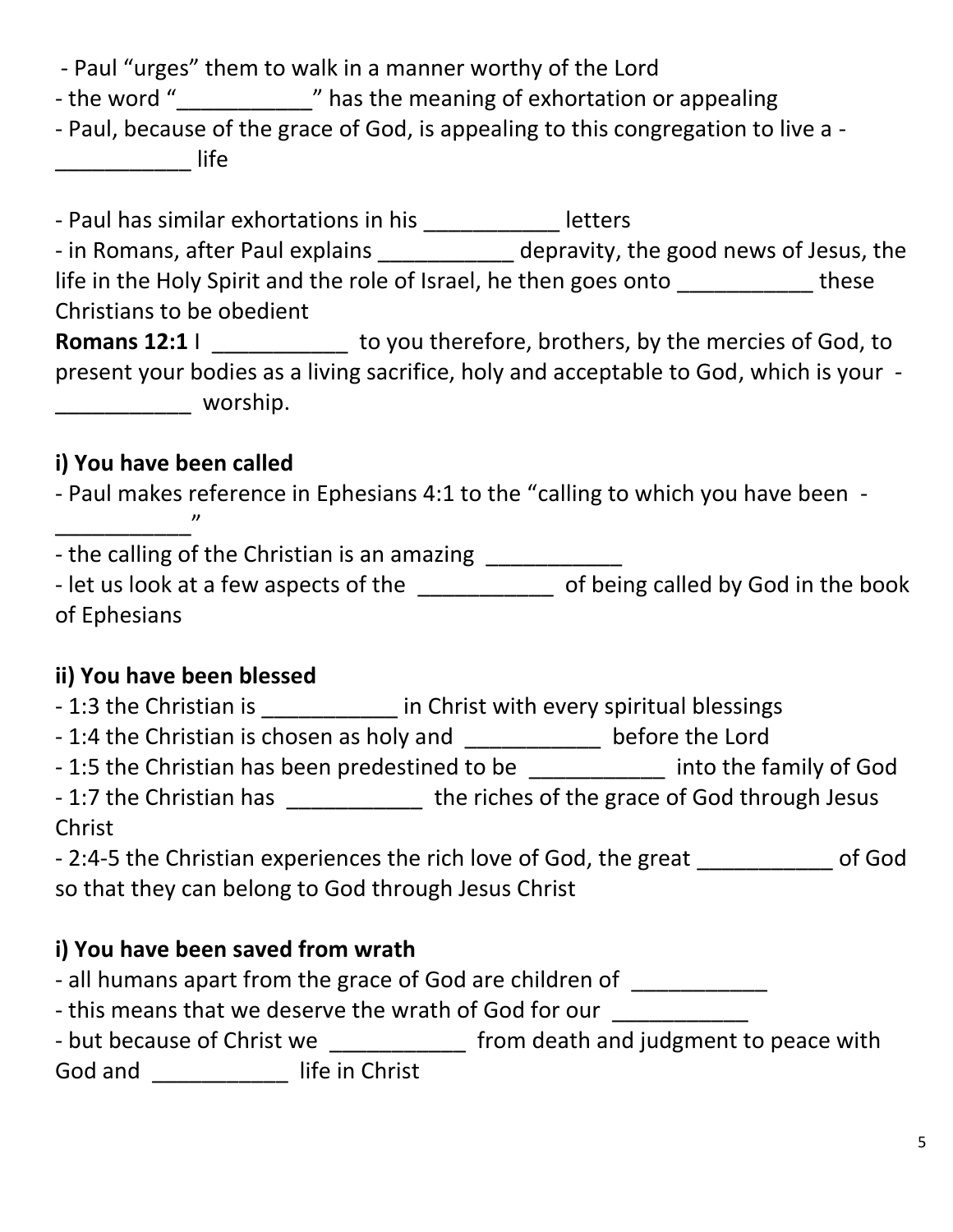- Paul "urges" them to walk in a manner worthy of the Lord
- the word "___________" has the meaning of exhortation or appealing
- Paul, because of the grace of God, is appealing to this congregation to live a - ___________ life

- Paul has similar exhortations in his ___________ letters
- in Romans, after Paul explains ___________ depravity, the good news of Jesus, the life in the Holy Spirit and the role of Israel, he then goes onto ___________ these Christians to be obedient

**Romans 12:1** I ___________ to you therefore, brothers, by the mercies of God, to present your bodies as a living sacrifice, holy and acceptable to God, which is your - ___________ worship.

### i) You have been called

- Paul makes reference in Ephesians 4:1 to the "calling to which you have been - ___________"
- the calling of the Christian is an amazing ___________
- let us look at a few aspects of the ___________ of being called by God in the book of Ephesians

### ii) You have been blessed

- 1:3 the Christian is ___________ in Christ with every spiritual blessings
- 1:4 the Christian is chosen as holy and ___________ before the Lord
- 1:5 the Christian has been predestined to be ___________ into the family of God
- 1:7 the Christian has ___________ the riches of the grace of God through Jesus Christ
- 2:4-5 the Christian experiences the rich love of God, the great ___________ of God so that they can belong to God through Jesus Christ

### i) You have been saved from wrath

- all humans apart from the grace of God are children of ___________
- this means that we deserve the wrath of God for our ___________
- but because of Christ we ___________ from death and judgment to peace with God and ___________ life in Christ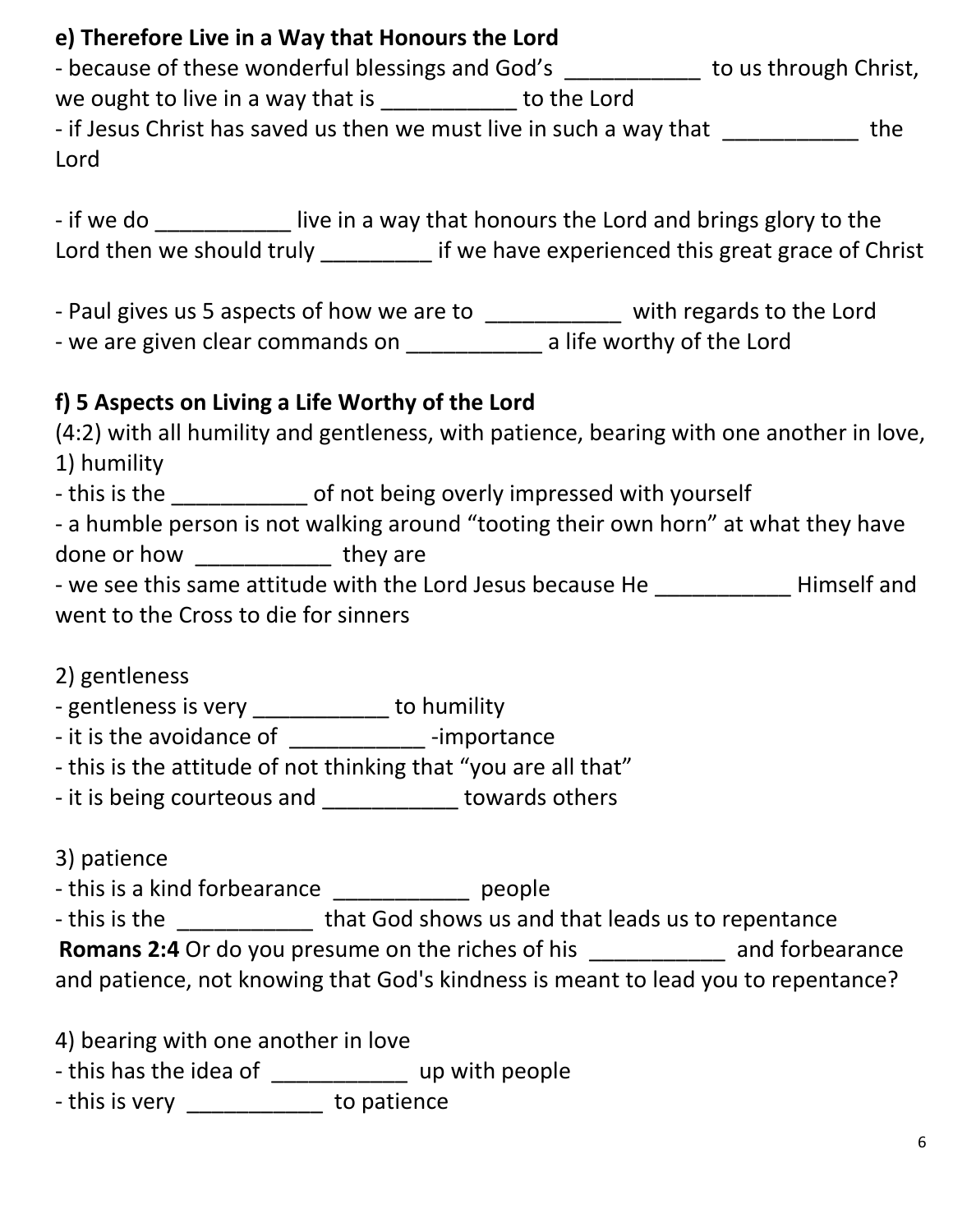### e) Therefore Live in a Way that Honours the Lord

- because of these wonderful blessings and God's ___________ to us through Christ, we ought to live in a way that is ___________ to the Lord
- if Jesus Christ has saved us then we must live in such a way that ___________ the Lord

- if we do ___________ live in a way that honours the Lord and brings glory to the Lord then we should truly _________ if we have experienced this great grace of Christ

- Paul gives us 5 aspects of how we are to ___________ with regards to the Lord
- we are given clear commands on ___________ a life worthy of the Lord

### f) 5 Aspects on Living a Life Worthy of the Lord

(4:2) with all humility and gentleness, with patience, bearing with one another in love,

1) humility
- this is the ___________ of not being overly impressed with yourself
- a humble person is not walking around "tooting their own horn" at what they have done or how ___________ they are
- we see this same attitude with the Lord Jesus because He ___________ Himself and went to the Cross to die for sinners

2) gentleness
- gentleness is very ___________ to humility
- it is the avoidance of ___________ -importance
- this is the attitude of not thinking that "you are all that"
- it is being courteous and ___________ towards others

3) patience
- this is a kind forbearance ___________ people
- this is the ___________ that God shows us and that leads us to repentance

**Romans 2:4** Or do you presume on the riches of his ___________ and forbearance and patience, not knowing that God's kindness is meant to lead you to repentance?

4) bearing with one another in love
- this has the idea of ___________ up with people
- this is very ___________ to patience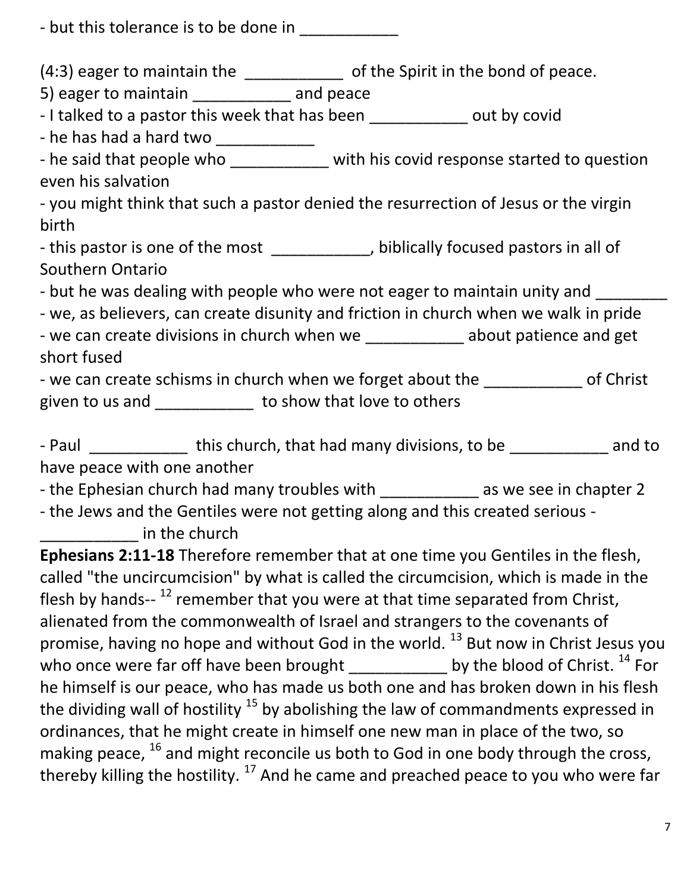- but this tolerance is to be done in ___________

(4:3) eager to maintain the ___________ of the Spirit in the bond of peace.
5) eager to maintain ___________ and peace
- I talked to a pastor this week that has been ___________ out by covid
- he has had a hard two ___________
- he said that people who ___________ with his covid response started to question even his salvation
- you might think that such a pastor denied the resurrection of Jesus or the virgin birth
- this pastor is one of the most ___________, biblically focused pastors in all of Southern Ontario
- but he was dealing with people who were not eager to maintain unity and ________
- we, as believers, can create disunity and friction in church when we walk in pride
- we can create divisions in church when we ___________ about patience and get short fused
- we can create schisms in church when we forget about the ___________ of Christ given to us and ___________ to show that love to others

- Paul ___________ this church, that had many divisions, to be ___________ and to have peace with one another
- the Ephesian church had many troubles with ___________ as we see in chapter 2
- the Jews and the Gentiles were not getting along and this created serious - ___________ in the church

**Ephesians 2:11-18** Therefore remember that at one time you Gentiles in the flesh, called "the uncircumcision" by what is called the circumcision, which is made in the flesh by hands-- [12] remember that you were at that time separated from Christ, alienated from the commonwealth of Israel and strangers to the covenants of promise, having no hope and without God in the world. [13] But now in Christ Jesus you who once were far off have been brought ___________ by the blood of Christ. [14] For he himself is our peace, who has made us both one and has broken down in his flesh the dividing wall of hostility [15] by abolishing the law of commandments expressed in ordinances, that he might create in himself one new man in place of the two, so making peace, [16] and might reconcile us both to God in one body through the cross, thereby killing the hostility. [17] And he came and preached peace to you who were far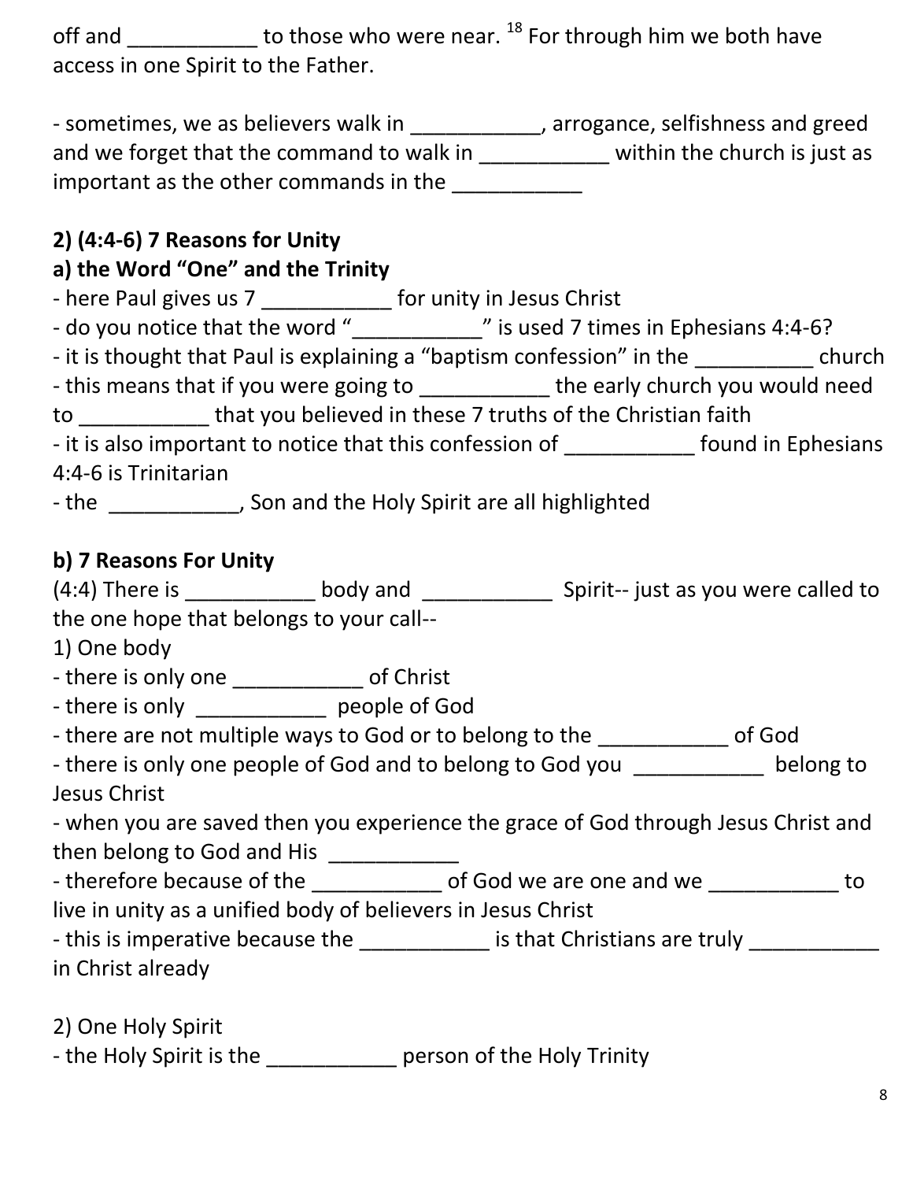off and ___________ to those who were near. [18] For through him we both have access in one Spirit to the Father.

- sometimes, we as believers walk in ___________, arrogance, selfishness and greed and we forget that the command to walk in ___________ within the church is just as important as the other commands in the ___________

## 2) (4:4-6) 7 Reasons for Unity

### a) the Word "One" and the Trinity

- here Paul gives us 7 ___________ for unity in Jesus Christ
- do you notice that the word "___________" is used 7 times in Ephesians 4:4-6?
- it is thought that Paul is explaining a "baptism confession" in the __________ church
- this means that if you were going to ___________ the early church you would need to ___________ that you believed in these 7 truths of the Christian faith
- it is also important to notice that this confession of ___________ found in Ephesians 4:4-6 is Trinitarian
- the ___________, Son and the Holy Spirit are all highlighted

### b) 7 Reasons For Unity

(4:4) There is ___________ body and ___________ Spirit-- just as you were called to the one hope that belongs to your call--

1) One body

- there is only one ___________ of Christ
- there is only ___________ people of God
- there are not multiple ways to God or to belong to the ___________ of God
- there is only one people of God and to belong to God you ___________ belong to Jesus Christ
- when you are saved then you experience the grace of God through Jesus Christ and then belong to God and His ___________
- therefore because of the ___________ of God we are one and we ___________ to live in unity as a unified body of believers in Jesus Christ
- this is imperative because the ___________ is that Christians are truly ___________ in Christ already

2) One Holy Spirit

- the Holy Spirit is the ___________ person of the Holy Trinity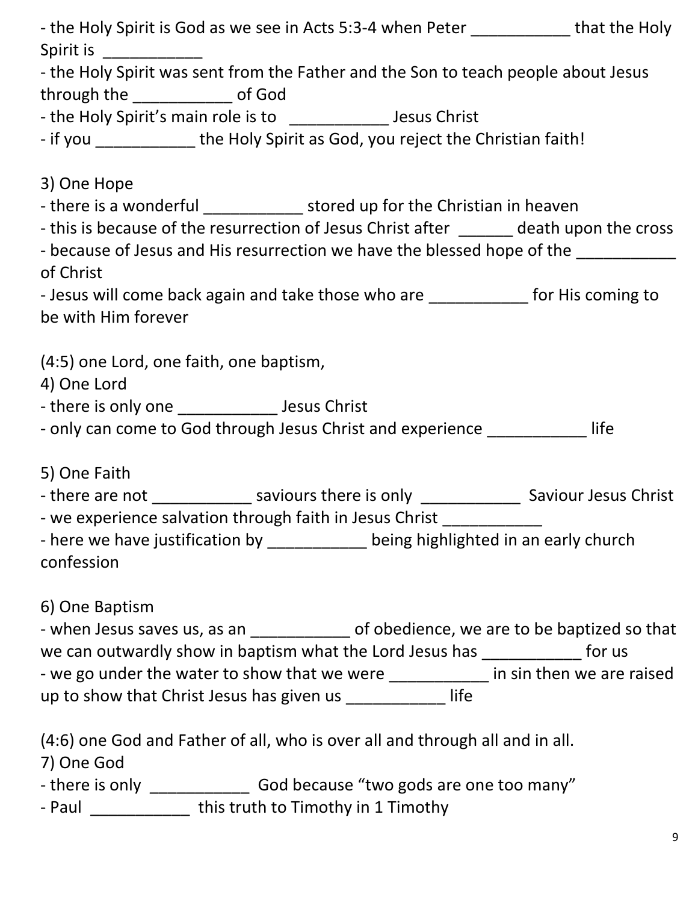- the Holy Spirit is God as we see in Acts 5:3-4 when Peter ___________ that the Holy Spirit is ___________
- the Holy Spirit was sent from the Father and the Son to teach people about Jesus through the ___________ of God
- the Holy Spirit's main role is to ___________ Jesus Christ
- if you ___________ the Holy Spirit as God, you reject the Christian faith!

3) One Hope
- there is a wonderful ___________ stored up for the Christian in heaven
- this is because of the resurrection of Jesus Christ after ______ death upon the cross
- because of Jesus and His resurrection we have the blessed hope of the ___________ of Christ
- Jesus will come back again and take those who are ___________ for His coming to be with Him forever

(4:5) one Lord, one faith, one baptism,

4) One Lord
- there is only one ___________ Jesus Christ
- only can come to God through Jesus Christ and experience ___________ life

5) One Faith
- there are not ___________ saviours there is only ___________ Saviour Jesus Christ
- we experience salvation through faith in Jesus Christ ___________
- here we have justification by ___________ being highlighted in an early church confession

6) One Baptism
- when Jesus saves us, as an ___________ of obedience, we are to be baptized so that we can outwardly show in baptism what the Lord Jesus has ___________ for us
- we go under the water to show that we were ___________ in sin then we are raised up to show that Christ Jesus has given us ___________ life

(4:6) one God and Father of all, who is over all and through all and in all.

7) One God
- there is only ___________ God because "two gods are one too many"
- Paul ___________ this truth to Timothy in 1 Timothy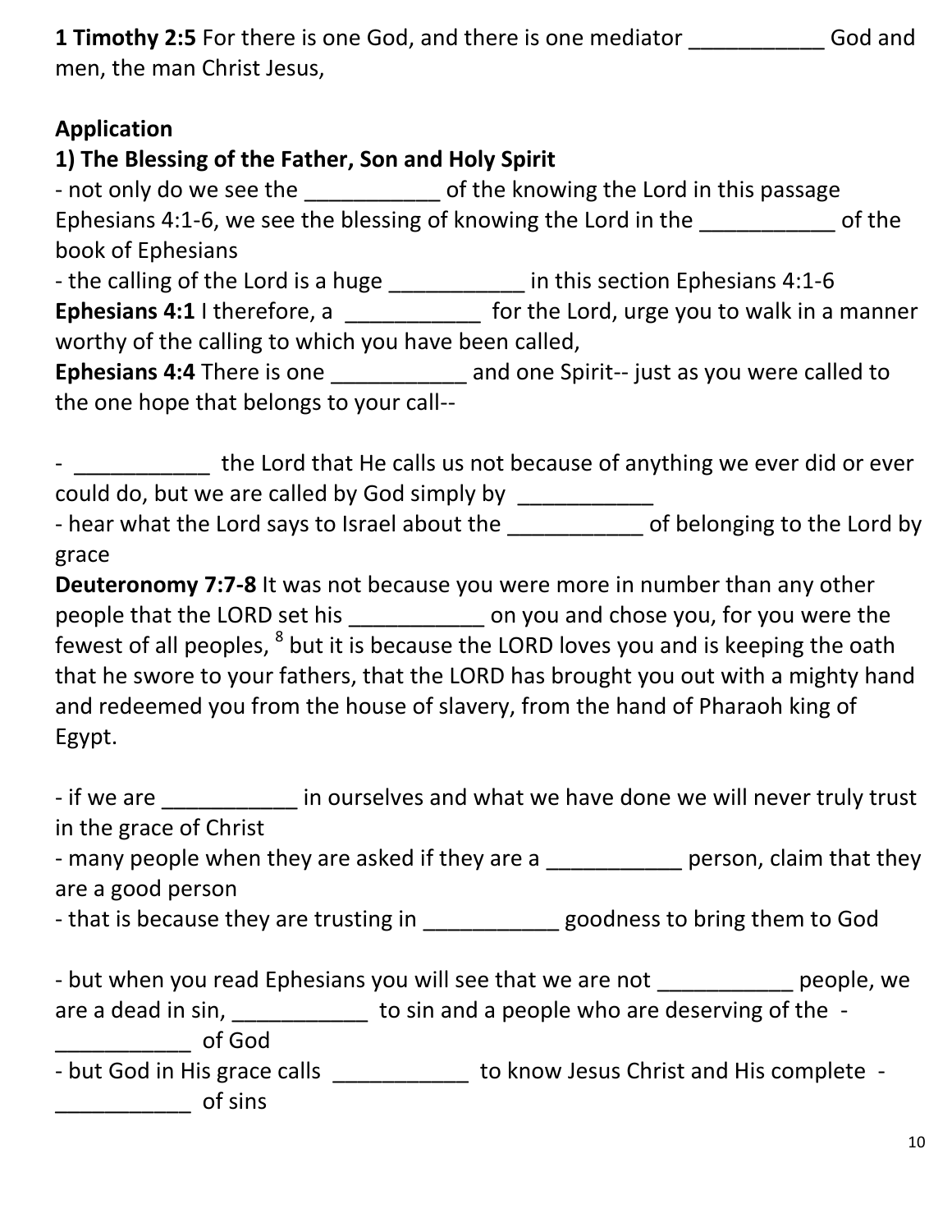**1 Timothy 2:5** For there is one God, and there is one mediator ___________ God and men, the man Christ Jesus,

**Application**

**1) The Blessing of the Father, Son and Holy Spirit**

- not only do we see the ___________ of the knowing the Lord in this passage Ephesians 4:1-6, we see the blessing of knowing the Lord in the ___________ of the book of Ephesians
- the calling of the Lord is a huge ___________ in this section Ephesians 4:1-6

**Ephesians 4:1** I therefore, a ___________ for the Lord, urge you to walk in a manner worthy of the calling to which you have been called,

**Ephesians 4:4** There is one ___________ and one Spirit-- just as you were called to the one hope that belongs to your call--

- ___________ the Lord that He calls us not because of anything we ever did or ever could do, but we are called by God simply by ___________
- hear what the Lord says to Israel about the ___________ of belonging to the Lord by grace

**Deuteronomy 7:7-8** It was not because you were more in number than any other people that the LORD set his ___________ on you and chose you, for you were the fewest of all peoples, [8] but it is because the LORD loves you and is keeping the oath that he swore to your fathers, that the LORD has brought you out with a mighty hand and redeemed you from the house of slavery, from the hand of Pharaoh king of Egypt.

- if we are ___________ in ourselves and what we have done we will never truly trust in the grace of Christ
- many people when they are asked if they are a ___________ person, claim that they are a good person
- that is because they are trusting in ___________ goodness to bring them to God

- but when you read Ephesians you will see that we are not ___________ people, we are a dead in sin, ___________ to sin and a people who are deserving of the - ___________ of God
- but God in His grace calls ___________ to know Jesus Christ and His complete - ___________ of sins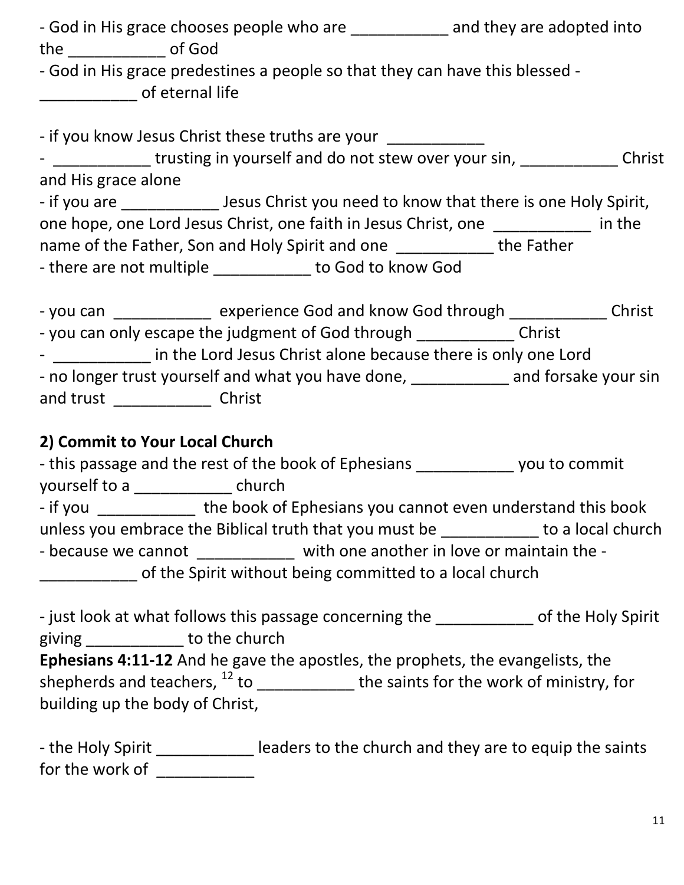- God in His grace chooses people who are ___________ and they are adopted into the ___________ of God
- God in His grace predestines a people so that they can have this blessed - ___________ of eternal life

- if you know Jesus Christ these truths are your ___________
- ___________ trusting in yourself and do not stew over your sin, ___________ Christ and His grace alone
- if you are ___________ Jesus Christ you need to know that there is one Holy Spirit, one hope, one Lord Jesus Christ, one faith in Jesus Christ, one ___________ in the name of the Father, Son and Holy Spirit and one ___________ the Father
- there are not multiple ___________ to God to know God

- you can ___________ experience God and know God through ___________ Christ
- you can only escape the judgment of God through ___________ Christ
- ___________ in the Lord Jesus Christ alone because there is only one Lord
- no longer trust yourself and what you have done, ___________ and forsake your sin and trust ___________ Christ

**2) Commit to Your Local Church**

- this passage and the rest of the book of Ephesians ___________ you to commit yourself to a ___________ church
- if you ___________ the book of Ephesians you cannot even understand this book unless you embrace the Biblical truth that you must be ___________ to a local church
- because we cannot ___________ with one another in love or maintain the - ___________ of the Spirit without being committed to a local church

- just look at what follows this passage concerning the ___________ of the Holy Spirit giving ___________ to the church

**Ephesians 4:11-12** And he gave the apostles, the prophets, the evangelists, the shepherds and teachers, [12] to ___________ the saints for the work of ministry, for building up the body of Christ,

- the Holy Spirit ___________ leaders to the church and they are to equip the saints for the work of ___________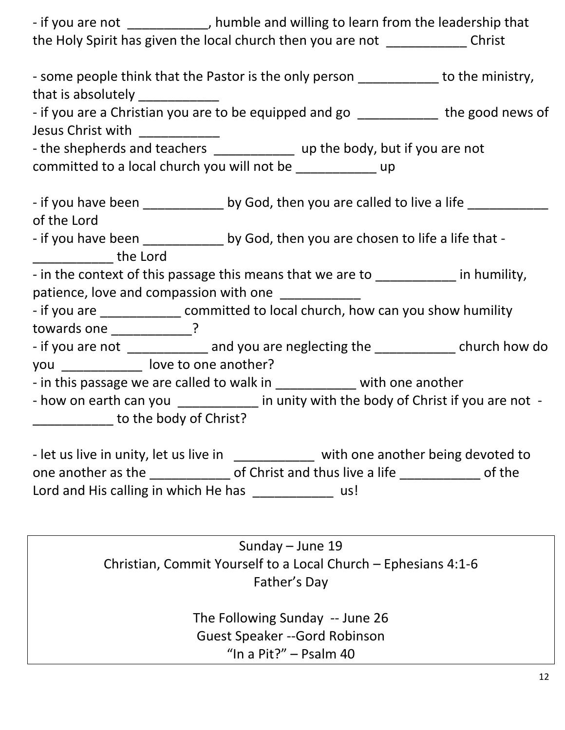- if you are not ___________, humble and willing to learn from the leadership that the Holy Spirit has given the local church then you are not ___________ Christ

- some people think that the Pastor is the only person ___________ to the ministry, that is absolutely ___________
- if you are a Christian you are to be equipped and go ___________ the good news of Jesus Christ with ___________
- the shepherds and teachers ___________ up the body, but if you are not committed to a local church you will not be ___________ up

- if you have been ___________ by God, then you are called to live a life ___________ of the Lord
- if you have been ___________ by God, then you are chosen to life a life that - ___________ the Lord
- in the context of this passage this means that we are to ___________ in humility, patience, love and compassion with one ___________
- if you are ___________ committed to local church, how can you show humility towards one ___________?
- if you are not ___________ and you are neglecting the ___________ church how do you ___________ love to one another?
- in this passage we are called to walk in ___________ with one another
- how on earth can you ___________ in unity with the body of Christ if you are not - ___________ to the body of Christ?

- let us live in unity, let us live in ___________ with one another being devoted to one another as the ___________ of Christ and thus live a life ___________ of the Lord and His calling in which He has ___________ us!

Sunday – June 19
Christian, Commit Yourself to a Local Church – Ephesians 4:1-6
Father's Day

The Following Sunday -- June 26
Guest Speaker --Gord Robinson
"In a Pit?" – Psalm 40